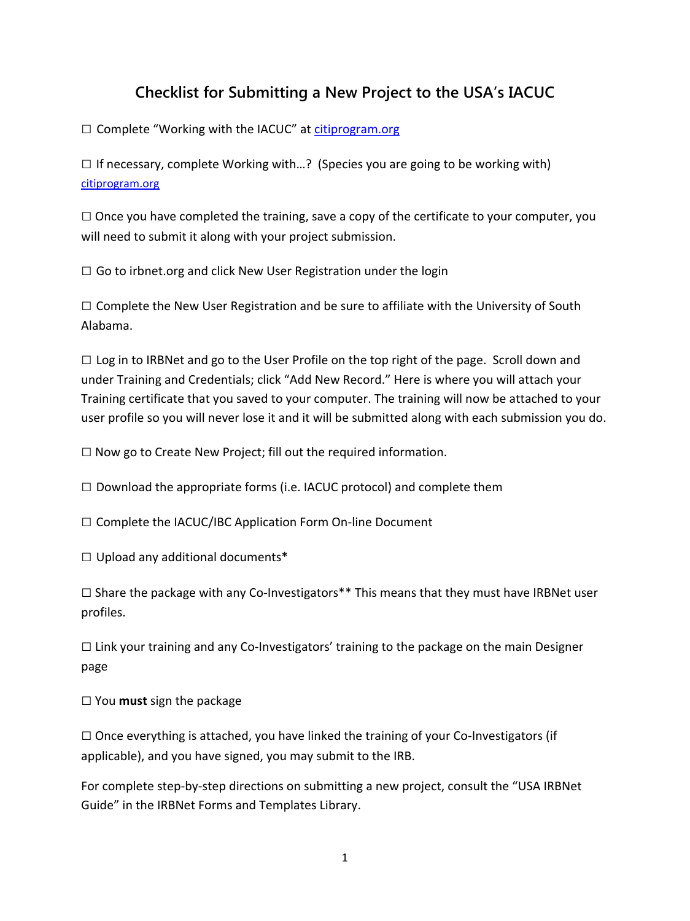# Checklist for Submitting a New Project to the USA's IACUC

☐ Complete "Working with the IACUC" at citiprogram.org

☐ If necessary, complete Working with…? (Species you are going to be working with) citiprogram.org

☐ Once you have completed the training, save a copy of the certificate to your computer, you will need to submit it along with your project submission.

☐ Go to irbnet.org and click New User Registration under the login

☐ Complete the New User Registration and be sure to affiliate with the University of South Alabama.

☐ Log in to IRBNet and go to the User Profile on the top right of the page. Scroll down and under Training and Credentials; click "Add New Record." Here is where you will attach your Training certificate that you saved to your computer. The training will now be attached to your user profile so you will never lose it and it will be submitted along with each submission you do.

☐ Now go to Create New Project; fill out the required information.

☐ Download the appropriate forms (i.e. IACUC protocol) and complete them

☐ Complete the IACUC/IBC Application Form On-line Document

☐ Upload any additional documents*

☐ Share the package with any Co-Investigators** This means that they must have IRBNet user profiles.

☐ Link your training and any Co-Investigators' training to the package on the main Designer page

☐ You **must** sign the package

☐ Once everything is attached, you have linked the training of your Co-Investigators (if applicable), and you have signed, you may submit to the IRB.

For complete step-by-step directions on submitting a new project, consult the "USA IRBNet Guide" in the IRBNet Forms and Templates Library.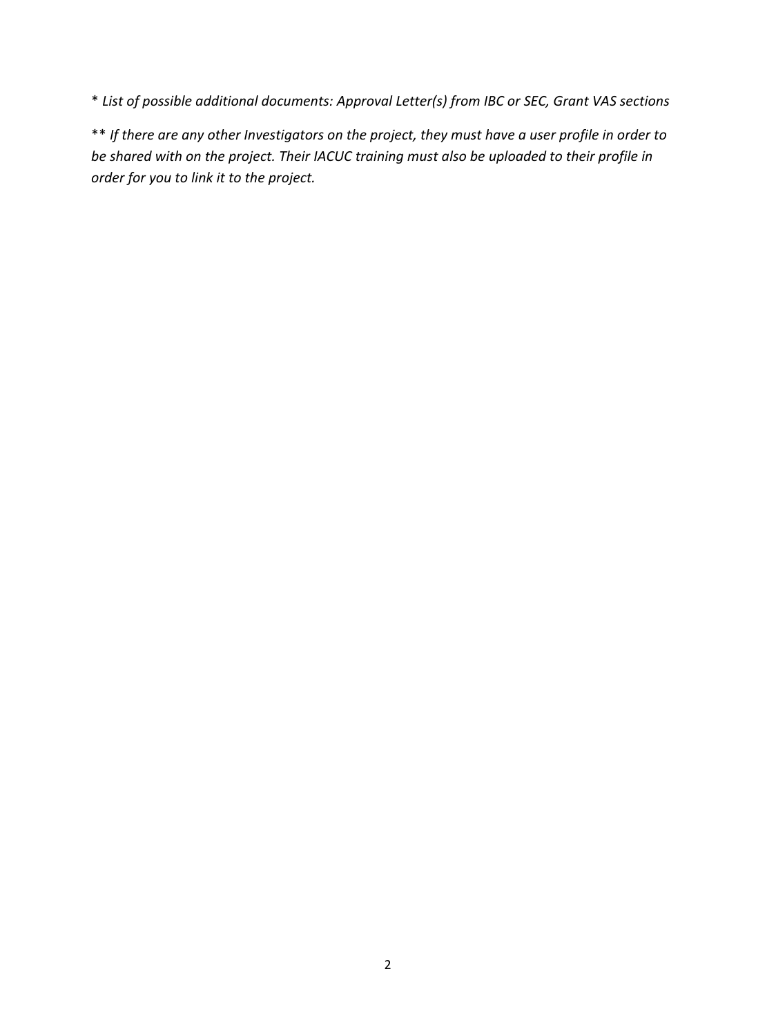* *List of possible additional documents: Approval Letter(s) from IBC or SEC, Grant VAS sections*

** *If there are any other Investigators on the project, they must have a user profile in order to be shared with on the project. Their IACUC training must also be uploaded to their profile in order for you to link it to the project.*